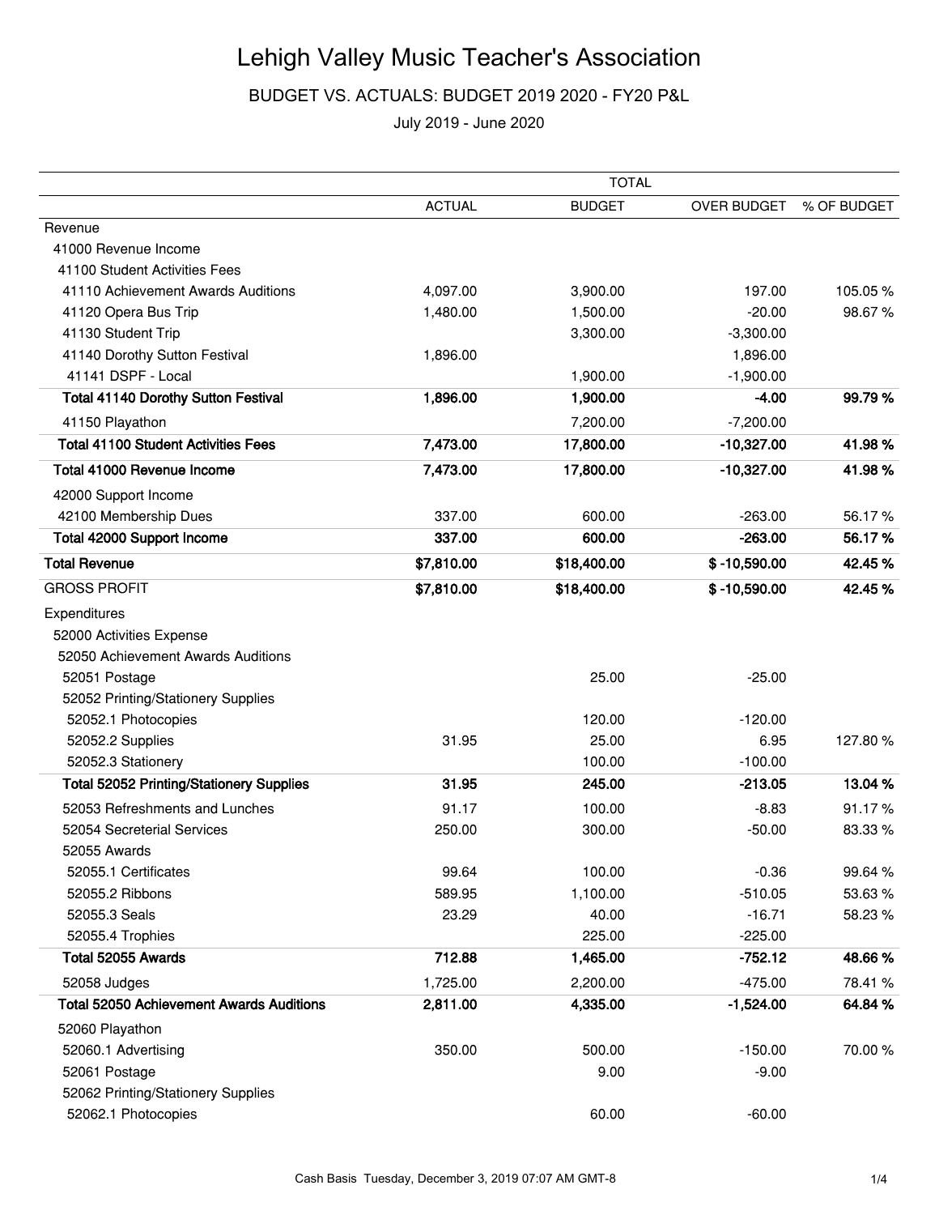# Lehigh Valley Music Teacher's Association

## BUDGET VS. ACTUALS: BUDGET 2019 2020 - FY20 P&L

July 2019 - June 2020

| | TOTAL | | | |
|---|---|---|---|---|
| | ACTUAL | BUDGET | OVER BUDGET | % OF BUDGET |
| Revenue | | | | |
| 41000 Revenue Income | | | | |
| 41100 Student Activities Fees | | | | |
| 41110 Achievement Awards Auditions | 4,097.00 | 3,900.00 | 197.00 | 105.05 % |
| 41120 Opera Bus Trip | 1,480.00 | 1,500.00 | -20.00 | 98.67 % |
| 41130 Student Trip | | 3,300.00 | -3,300.00 | |
| 41140 Dorothy Sutton Festival | 1,896.00 | | 1,896.00 | |
| 41141 DSPF - Local | | 1,900.00 | -1,900.00 | |
| **Total 41140 Dorothy Sutton Festival** | **1,896.00** | **1,900.00** | **-4.00** | **99.79 %** |
| 41150 Playathon | | 7,200.00 | -7,200.00 | |
| **Total 41100 Student Activities Fees** | **7,473.00** | **17,800.00** | **-10,327.00** | **41.98 %** |
| **Total 41000 Revenue Income** | **7,473.00** | **17,800.00** | **-10,327.00** | **41.98 %** |
| 42000 Support Income | | | | |
| 42100 Membership Dues | 337.00 | 600.00 | -263.00 | 56.17 % |
| **Total 42000 Support Income** | **337.00** | **600.00** | **-263.00** | **56.17 %** |
| **Total Revenue** | **$7,810.00** | **$18,400.00** | **$ -10,590.00** | **42.45 %** |
| GROSS PROFIT | **$7,810.00** | **$18,400.00** | **$ -10,590.00** | **42.45 %** |
| Expenditures | | | | |
| 52000 Activities Expense | | | | |
| 52050 Achievement Awards Auditions | | | | |
| 52051 Postage | | 25.00 | -25.00 | |
| 52052 Printing/Stationery Supplies | | | | |
| 52052.1 Photocopies | | 120.00 | -120.00 | |
| 52052.2 Supplies | 31.95 | 25.00 | 6.95 | 127.80 % |
| 52052.3 Stationery | | 100.00 | -100.00 | |
| **Total 52052 Printing/Stationery Supplies** | **31.95** | **245.00** | **-213.05** | **13.04 %** |
| 52053 Refreshments and Lunches | 91.17 | 100.00 | -8.83 | 91.17 % |
| 52054 Secreterial Services | 250.00 | 300.00 | -50.00 | 83.33 % |
| 52055 Awards | | | | |
| 52055.1 Certificates | 99.64 | 100.00 | -0.36 | 99.64 % |
| 52055.2 Ribbons | 589.95 | 1,100.00 | -510.05 | 53.63 % |
| 52055.3 Seals | 23.29 | 40.00 | -16.71 | 58.23 % |
| 52055.4 Trophies | | 225.00 | -225.00 | |
| **Total 52055 Awards** | **712.88** | **1,465.00** | **-752.12** | **48.66 %** |
| 52058 Judges | 1,725.00 | 2,200.00 | -475.00 | 78.41 % |
| **Total 52050 Achievement Awards Auditions** | **2,811.00** | **4,335.00** | **-1,524.00** | **64.84 %** |
| 52060 Playathon | | | | |
| 52060.1 Advertising | 350.00 | 500.00 | -150.00 | 70.00 % |
| 52061 Postage | | 9.00 | -9.00 | |
| 52062 Printing/Stationery Supplies | | | | |
| 52062.1 Photocopies | | 60.00 | -60.00 | |

Cash Basis Tuesday, December 3, 2019 07:07 AM GMT-8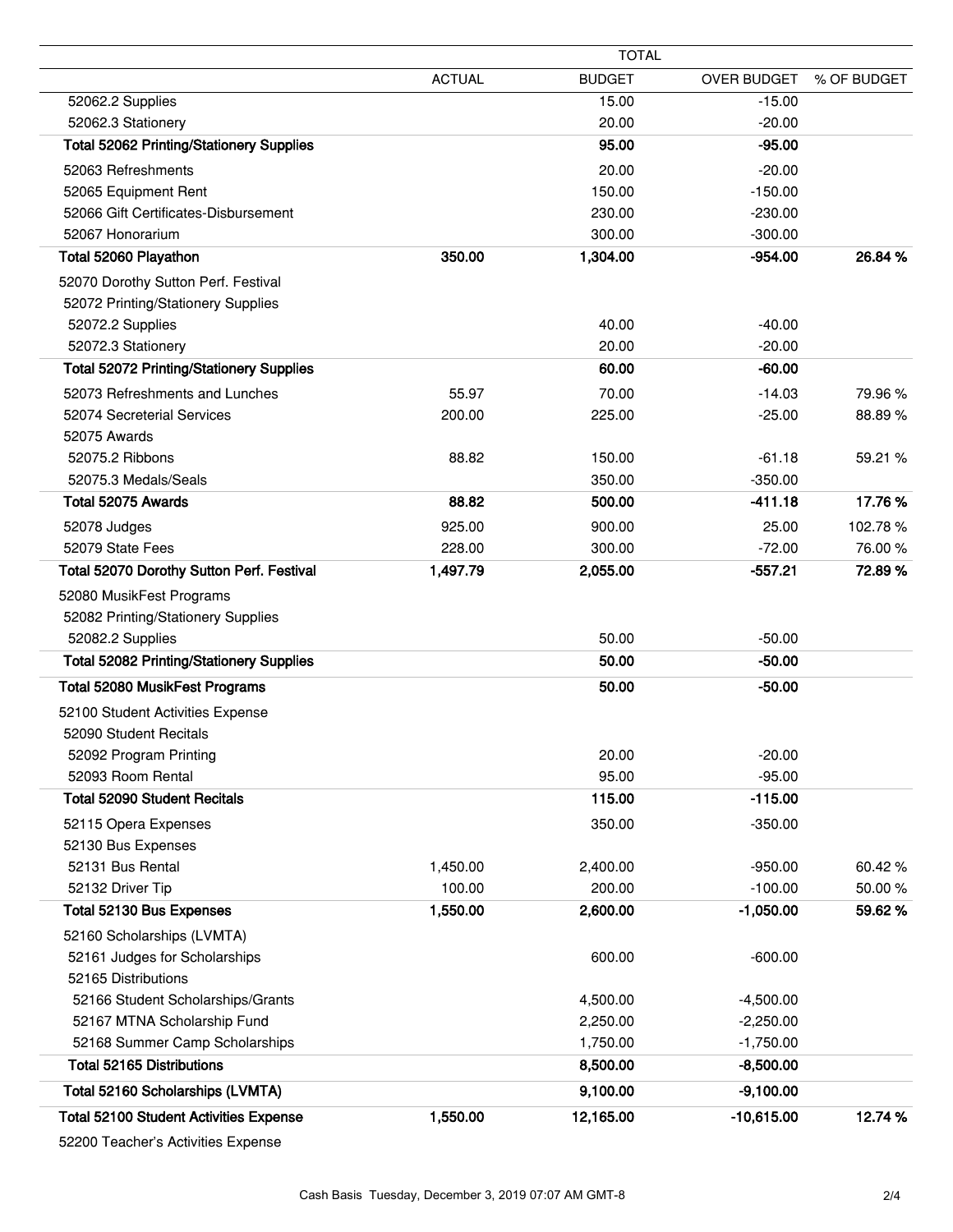| | TOTAL | | | |
|---|---|---|---|---|
| | ACTUAL | BUDGET | OVER BUDGET | % OF BUDGET |
| 52062.2 Supplies | | 15.00 | -15.00 | |
| 52062.3 Stationery | | 20.00 | -20.00 | |
| **Total 52062 Printing/Stationery Supplies** | | **95.00** | **-95.00** | |
| 52063 Refreshments | | 20.00 | -20.00 | |
| 52065 Equipment Rent | | 150.00 | -150.00 | |
| 52066 Gift Certificates-Disbursement | | 230.00 | -230.00 | |
| 52067 Honorarium | | 300.00 | -300.00 | |
| **Total 52060 Playathon** | **350.00** | **1,304.00** | **-954.00** | **26.84 %** |
| 52070 Dorothy Sutton Perf. Festival | | | | |
| 52072 Printing/Stationery Supplies | | | | |
| 52072.2 Supplies | | 40.00 | -40.00 | |
| 52072.3 Stationery | | 20.00 | -20.00 | |
| **Total 52072 Printing/Stationery Supplies** | | **60.00** | **-60.00** | |
| 52073 Refreshments and Lunches | 55.97 | 70.00 | -14.03 | 79.96 % |
| 52074 Secreterial Services | 200.00 | 225.00 | -25.00 | 88.89 % |
| 52075 Awards | | | | |
| 52075.2 Ribbons | 88.82 | 150.00 | -61.18 | 59.21 % |
| 52075.3 Medals/Seals | | 350.00 | -350.00 | |
| **Total 52075 Awards** | **88.82** | **500.00** | **-411.18** | **17.76 %** |
| 52078 Judges | 925.00 | 900.00 | 25.00 | 102.78 % |
| 52079 State Fees | 228.00 | 300.00 | -72.00 | 76.00 % |
| **Total 52070 Dorothy Sutton Perf. Festival** | **1,497.79** | **2,055.00** | **-557.21** | **72.89 %** |
| 52080 MusikFest Programs | | | | |
| 52082 Printing/Stationery Supplies | | | | |
| 52082.2 Supplies | | 50.00 | -50.00 | |
| **Total 52082 Printing/Stationery Supplies** | | **50.00** | **-50.00** | |
| **Total 52080 MusikFest Programs** | | **50.00** | **-50.00** | |
| 52100 Student Activities Expense | | | | |
| 52090 Student Recitals | | | | |
| 52092 Program Printing | | 20.00 | -20.00 | |
| 52093 Room Rental | | 95.00 | -95.00 | |
| **Total 52090 Student Recitals** | | **115.00** | **-115.00** | |
| 52115 Opera Expenses | | 350.00 | -350.00 | |
| 52130 Bus Expenses | | | | |
| 52131 Bus Rental | 1,450.00 | 2,400.00 | -950.00 | 60.42 % |
| 52132 Driver Tip | 100.00 | 200.00 | -100.00 | 50.00 % |
| **Total 52130 Bus Expenses** | **1,550.00** | **2,600.00** | **-1,050.00** | **59.62 %** |
| 52160 Scholarships (LVMTA) | | | | |
| 52161 Judges for Scholarships | | 600.00 | -600.00 | |
| 52165 Distributions | | | | |
| 52166 Student Scholarships/Grants | | 4,500.00 | -4,500.00 | |
| 52167 MTNA Scholarship Fund | | 2,250.00 | -2,250.00 | |
| 52168 Summer Camp Scholarships | | 1,750.00 | -1,750.00 | |
| **Total 52165 Distributions** | | **8,500.00** | **-8,500.00** | |
| **Total 52160 Scholarships (LVMTA)** | | **9,100.00** | **-9,100.00** | |
| **Total 52100 Student Activities Expense** | **1,550.00** | **12,165.00** | **-10,615.00** | **12.74 %** |
| 52200 Teacher's Activities Expense | | | | |

Cash Basis Tuesday, December 3, 2019 07:07 AM GMT-8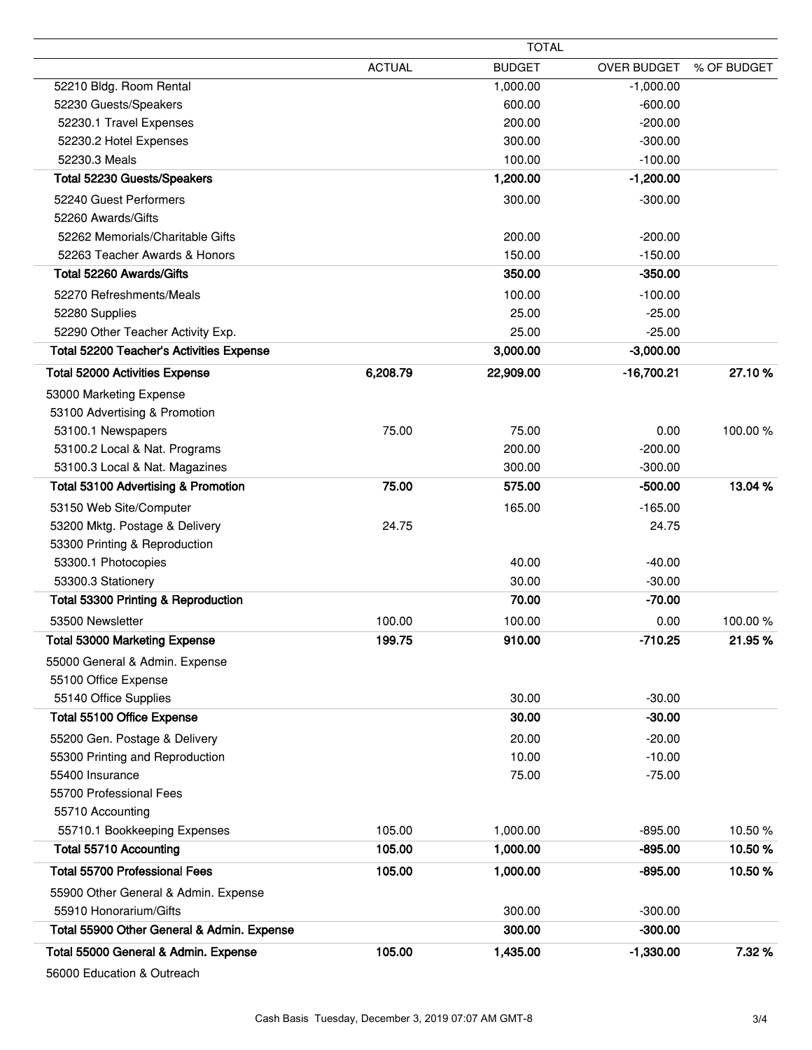| | TOTAL | | | |
|---|---|---|---|---|
| | ACTUAL | BUDGET | OVER BUDGET | % OF BUDGET |
| 52210 Bldg. Room Rental | | 1,000.00 | -1,000.00 | |
| 52230 Guests/Speakers | | 600.00 | -600.00 | |
| 52230.1 Travel Expenses | | 200.00 | -200.00 | |
| 52230.2 Hotel Expenses | | 300.00 | -300.00 | |
| 52230.3 Meals | | 100.00 | -100.00 | |
| **Total 52230 Guests/Speakers** | | **1,200.00** | **-1,200.00** | |
| 52240 Guest Performers | | 300.00 | -300.00 | |
| 52260 Awards/Gifts | | | | |
| 52262 Memorials/Charitable Gifts | | 200.00 | -200.00 | |
| 52263 Teacher Awards & Honors | | 150.00 | -150.00 | |
| **Total 52260 Awards/Gifts** | | **350.00** | **-350.00** | |
| 52270 Refreshments/Meals | | 100.00 | -100.00 | |
| 52280 Supplies | | 25.00 | -25.00 | |
| 52290 Other Teacher Activity Exp. | | 25.00 | -25.00 | |
| **Total 52200 Teacher's Activities Expense** | | **3,000.00** | **-3,000.00** | |
| **Total 52000 Activities Expense** | **6,208.79** | **22,909.00** | **-16,700.21** | **27.10 %** |
| 53000 Marketing Expense | | | | |
| 53100 Advertising & Promotion | | | | |
| 53100.1 Newspapers | 75.00 | 75.00 | 0.00 | 100.00 % |
| 53100.2 Local & Nat. Programs | | 200.00 | -200.00 | |
| 53100.3 Local & Nat. Magazines | | 300.00 | -300.00 | |
| **Total 53100 Advertising & Promotion** | **75.00** | **575.00** | **-500.00** | **13.04 %** |
| 53150 Web Site/Computer | | 165.00 | -165.00 | |
| 53200 Mktg. Postage & Delivery | 24.75 | | 24.75 | |
| 53300 Printing & Reproduction | | | | |
| 53300.1 Photocopies | | 40.00 | -40.00 | |
| 53300.3 Stationery | | 30.00 | -30.00 | |
| **Total 53300 Printing & Reproduction** | | **70.00** | **-70.00** | |
| 53500 Newsletter | 100.00 | 100.00 | 0.00 | 100.00 % |
| **Total 53000 Marketing Expense** | **199.75** | **910.00** | **-710.25** | **21.95 %** |
| 55000 General & Admin. Expense | | | | |
| 55100 Office Expense | | | | |
| 55140 Office Supplies | | 30.00 | -30.00 | |
| **Total 55100 Office Expense** | | **30.00** | **-30.00** | |
| 55200 Gen. Postage & Delivery | | 20.00 | -20.00 | |
| 55300 Printing and Reproduction | | 10.00 | -10.00 | |
| 55400 Insurance | | 75.00 | -75.00 | |
| 55700 Professional Fees | | | | |
| 55710 Accounting | | | | |
| 55710.1 Bookkeeping Expenses | 105.00 | 1,000.00 | -895.00 | 10.50 % |
| **Total 55710 Accounting** | **105.00** | **1,000.00** | **-895.00** | **10.50 %** |
| **Total 55700 Professional Fees** | **105.00** | **1,000.00** | **-895.00** | **10.50 %** |
| 55900 Other General & Admin. Expense | | | | |
| 55910 Honorarium/Gifts | | 300.00 | -300.00 | |
| **Total 55900 Other General & Admin. Expense** | | **300.00** | **-300.00** | |
| **Total 55000 General & Admin. Expense** | **105.00** | **1,435.00** | **-1,330.00** | **7.32 %** |
| 56000 Education & Outreach | | | | |

Cash Basis Tuesday, December 3, 2019 07:07 AM GMT-8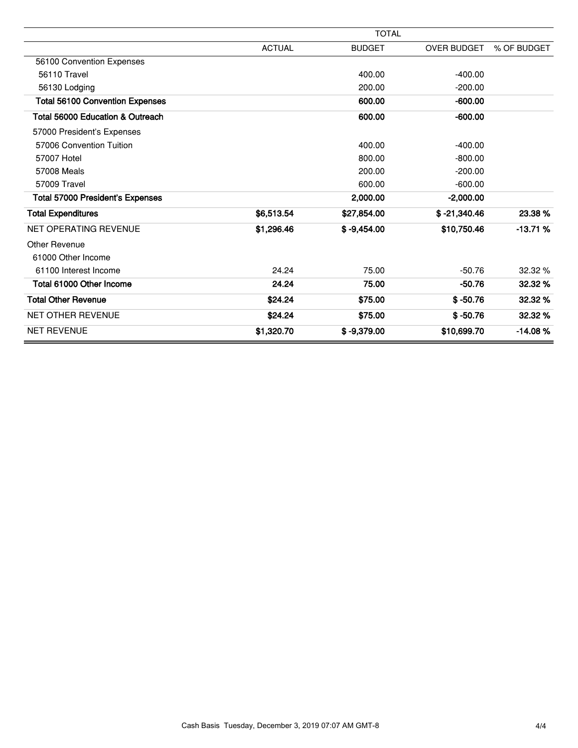| | TOTAL | | | |
|---|---|---|---|---|
| | ACTUAL | BUDGET | OVER BUDGET | % OF BUDGET |
| 56100 Convention Expenses | | | | |
| 56110 Travel | | 400.00 | -400.00 | |
| 56130 Lodging | | 200.00 | -200.00 | |
| **Total 56100 Convention Expenses** | | **600.00** | **-600.00** | |
| **Total 56000 Education & Outreach** | | **600.00** | **-600.00** | |
| 57000 President's Expenses | | | | |
| 57006 Convention Tuition | | 400.00 | -400.00 | |
| 57007 Hotel | | 800.00 | -800.00 | |
| 57008 Meals | | 200.00 | -200.00 | |
| 57009 Travel | | 600.00 | -600.00 | |
| **Total 57000 President's Expenses** | | **2,000.00** | **-2,000.00** | |
| **Total Expenditures** | **$6,513.54** | **$27,854.00** | **$ -21,340.46** | **23.38 %** |
| NET OPERATING REVENUE | **$1,296.46** | **$ -9,454.00** | **$10,750.46** | **-13.71 %** |
| Other Revenue | | | | |
| 61000 Other Income | | | | |
| 61100 Interest Income | 24.24 | 75.00 | -50.76 | 32.32 % |
| **Total 61000 Other Income** | **24.24** | **75.00** | **-50.76** | **32.32 %** |
| **Total Other Revenue** | **$24.24** | **$75.00** | **$ -50.76** | **32.32 %** |
| NET OTHER REVENUE | **$24.24** | **$75.00** | **$ -50.76** | **32.32 %** |
| NET REVENUE | **$1,320.70** | **$ -9,379.00** | **$10,699.70** | **-14.08 %** |

Cash Basis Tuesday, December 3, 2019 07:07 AM GMT-8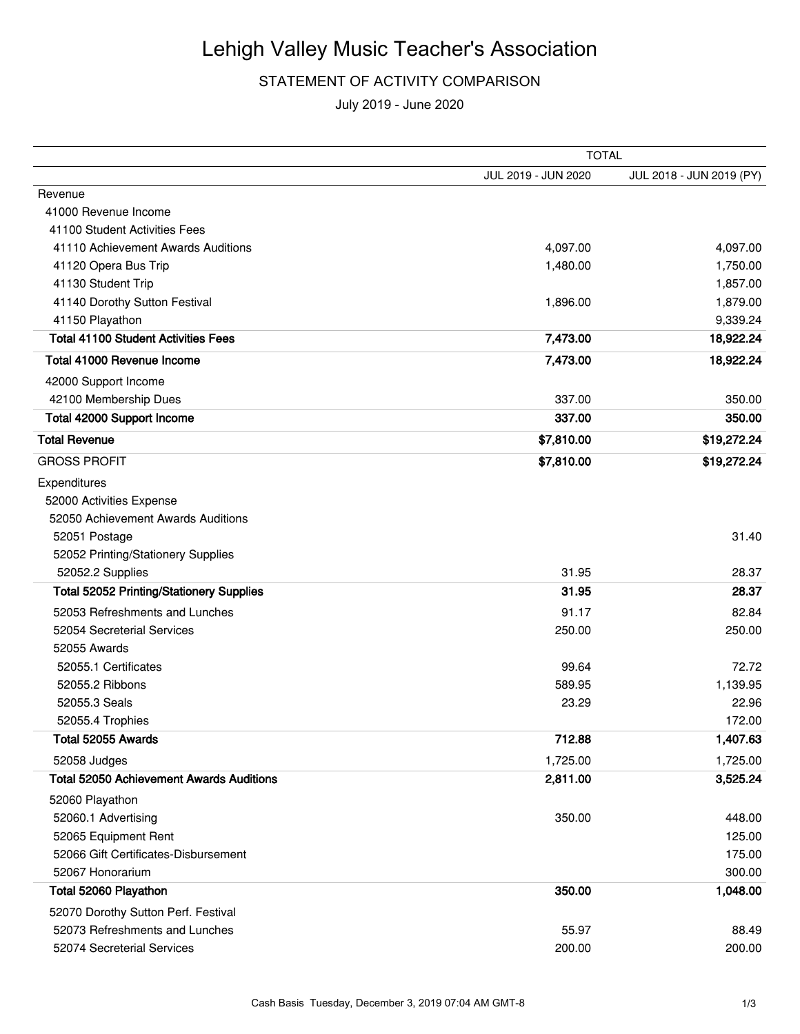# Lehigh Valley Music Teacher's Association

## STATEMENT OF ACTIVITY COMPARISON

July 2019 - June 2020

| | TOTAL | |
|---|---|---|
| | JUL 2019 - JUN 2020 | JUL 2018 - JUN 2019 (PY) |
| Revenue | | |
| 41000 Revenue Income | | |
| 41100 Student Activities Fees | | |
| 41110 Achievement Awards Auditions | 4,097.00 | 4,097.00 |
| 41120 Opera Bus Trip | 1,480.00 | 1,750.00 |
| 41130 Student Trip | | 1,857.00 |
| 41140 Dorothy Sutton Festival | 1,896.00 | 1,879.00 |
| 41150 Playathon | | 9,339.24 |
| **Total 41100 Student Activities Fees** | **7,473.00** | **18,922.24** |
| **Total 41000 Revenue Income** | **7,473.00** | **18,922.24** |
| 42000 Support Income | | |
| 42100 Membership Dues | 337.00 | 350.00 |
| **Total 42000 Support Income** | **337.00** | **350.00** |
| **Total Revenue** | **$7,810.00** | **$19,272.24** |
| GROSS PROFIT | **$7,810.00** | **$19,272.24** |
| Expenditures | | |
| 52000 Activities Expense | | |
| 52050 Achievement Awards Auditions | | |
| 52051 Postage | | 31.40 |
| 52052 Printing/Stationery Supplies | | |
| 52052.2 Supplies | 31.95 | 28.37 |
| **Total 52052 Printing/Stationery Supplies** | **31.95** | **28.37** |
| 52053 Refreshments and Lunches | 91.17 | 82.84 |
| 52054 Secreterial Services | 250.00 | 250.00 |
| 52055 Awards | | |
| 52055.1 Certificates | 99.64 | 72.72 |
| 52055.2 Ribbons | 589.95 | 1,139.95 |
| 52055.3 Seals | 23.29 | 22.96 |
| 52055.4 Trophies | | 172.00 |
| **Total 52055 Awards** | **712.88** | **1,407.63** |
| 52058 Judges | 1,725.00 | 1,725.00 |
| **Total 52050 Achievement Awards Auditions** | **2,811.00** | **3,525.24** |
| 52060 Playathon | | |
| 52060.1 Advertising | 350.00 | 448.00 |
| 52065 Equipment Rent | | 125.00 |
| 52066 Gift Certificates-Disbursement | | 175.00 |
| 52067 Honorarium | | 300.00 |
| **Total 52060 Playathon** | **350.00** | **1,048.00** |
| 52070 Dorothy Sutton Perf. Festival | | |
| 52073 Refreshments and Lunches | 55.97 | 88.49 |
| 52074 Secreterial Services | 200.00 | 200.00 |

Cash Basis Tuesday, December 3, 2019 07:04 AM GMT-8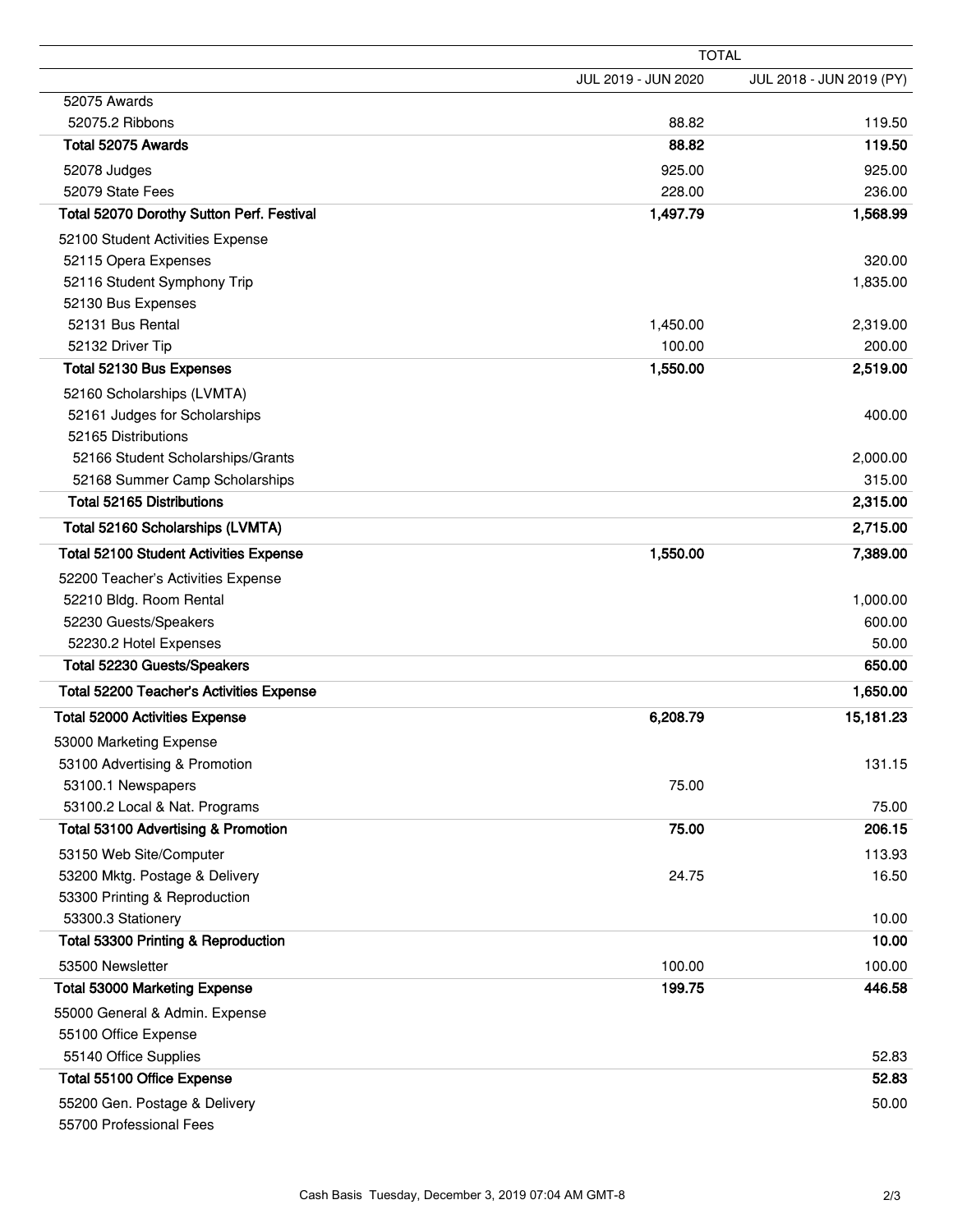| | TOTAL | |
|---|---|---|
| | JUL 2019 - JUN 2020 | JUL 2018 - JUN 2019 (PY) |
| 52075 Awards | | |
| 52075.2 Ribbons | 88.82 | 119.50 |
| **Total 52075 Awards** | **88.82** | **119.50** |
| 52078 Judges | 925.00 | 925.00 |
| 52079 State Fees | 228.00 | 236.00 |
| **Total 52070 Dorothy Sutton Perf. Festival** | **1,497.79** | **1,568.99** |
| 52100 Student Activities Expense | | |
| 52115 Opera Expenses | | 320.00 |
| 52116 Student Symphony Trip | | 1,835.00 |
| 52130 Bus Expenses | | |
| 52131 Bus Rental | 1,450.00 | 2,319.00 |
| 52132 Driver Tip | 100.00 | 200.00 |
| **Total 52130 Bus Expenses** | **1,550.00** | **2,519.00** |
| 52160 Scholarships (LVMTA) | | |
| 52161 Judges for Scholarships | | 400.00 |
| 52165 Distributions | | |
| 52166 Student Scholarships/Grants | | 2,000.00 |
| 52168 Summer Camp Scholarships | | 315.00 |
| **Total 52165 Distributions** | | **2,315.00** |
| **Total 52160 Scholarships (LVMTA)** | | **2,715.00** |
| **Total 52100 Student Activities Expense** | **1,550.00** | **7,389.00** |
| 52200 Teacher's Activities Expense | | |
| 52210 Bldg. Room Rental | | 1,000.00 |
| 52230 Guests/Speakers | | 600.00 |
| 52230.2 Hotel Expenses | | 50.00 |
| **Total 52230 Guests/Speakers** | | **650.00** |
| **Total 52200 Teacher's Activities Expense** | | **1,650.00** |
| **Total 52000 Activities Expense** | **6,208.79** | **15,181.23** |
| 53000 Marketing Expense | | |
| 53100 Advertising & Promotion | | 131.15 |
| 53100.1 Newspapers | 75.00 | |
| 53100.2 Local & Nat. Programs | | 75.00 |
| **Total 53100 Advertising & Promotion** | **75.00** | **206.15** |
| 53150 Web Site/Computer | | 113.93 |
| 53200 Mktg. Postage & Delivery | 24.75 | 16.50 |
| 53300 Printing & Reproduction | | |
| 53300.3 Stationery | | 10.00 |
| **Total 53300 Printing & Reproduction** | | **10.00** |
| 53500 Newsletter | 100.00 | 100.00 |
| **Total 53000 Marketing Expense** | **199.75** | **446.58** |
| 55000 General & Admin. Expense | | |
| 55100 Office Expense | | |
| 55140 Office Supplies | | 52.83 |
| **Total 55100 Office Expense** | | **52.83** |
| 55200 Gen. Postage & Delivery | | 50.00 |
| 55700 Professional Fees | | |

Cash Basis Tuesday, December 3, 2019 07:04 AM GMT-8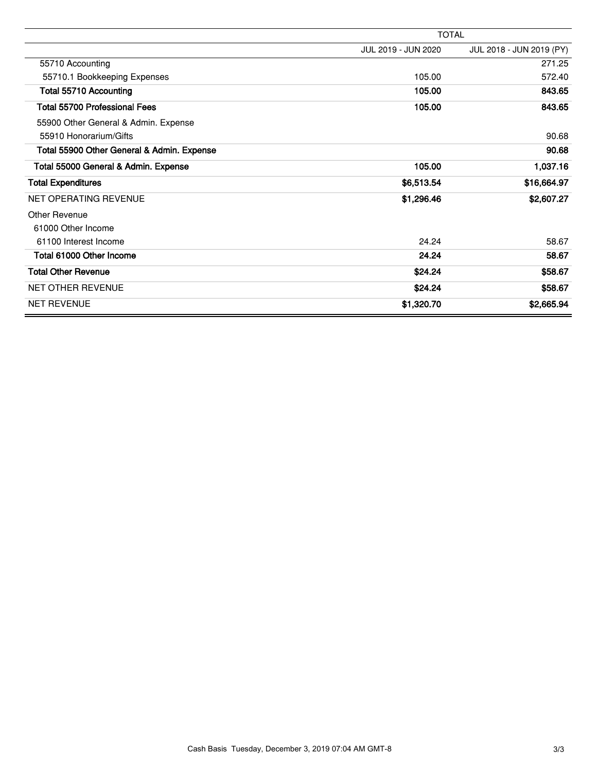| | TOTAL | |
|---|---|---|
| | JUL 2019 - JUN 2020 | JUL 2018 - JUN 2019 (PY) |
| 55710 Accounting | | 271.25 |
| 55710.1 Bookkeeping Expenses | 105.00 | 572.40 |
| **Total 55710 Accounting** | **105.00** | **843.65** |
| **Total 55700 Professional Fees** | **105.00** | **843.65** |
| 55900 Other General & Admin. Expense | | |
| 55910 Honorarium/Gifts | | 90.68 |
| **Total 55900 Other General & Admin. Expense** | | **90.68** |
| **Total 55000 General & Admin. Expense** | **105.00** | **1,037.16** |
| **Total Expenditures** | **$6,513.54** | **$16,664.97** |
| NET OPERATING REVENUE | **$1,296.46** | **$2,607.27** |
| Other Revenue | | |
| 61000 Other Income | | |
| 61100 Interest Income | 24.24 | 58.67 |
| **Total 61000 Other Income** | **24.24** | **58.67** |
| **Total Other Revenue** | **$24.24** | **$58.67** |
| NET OTHER REVENUE | **$24.24** | **$58.67** |
| NET REVENUE | **$1,320.70** | **$2,665.94** |

Cash Basis Tuesday, December 3, 2019 07:04 AM GMT-8